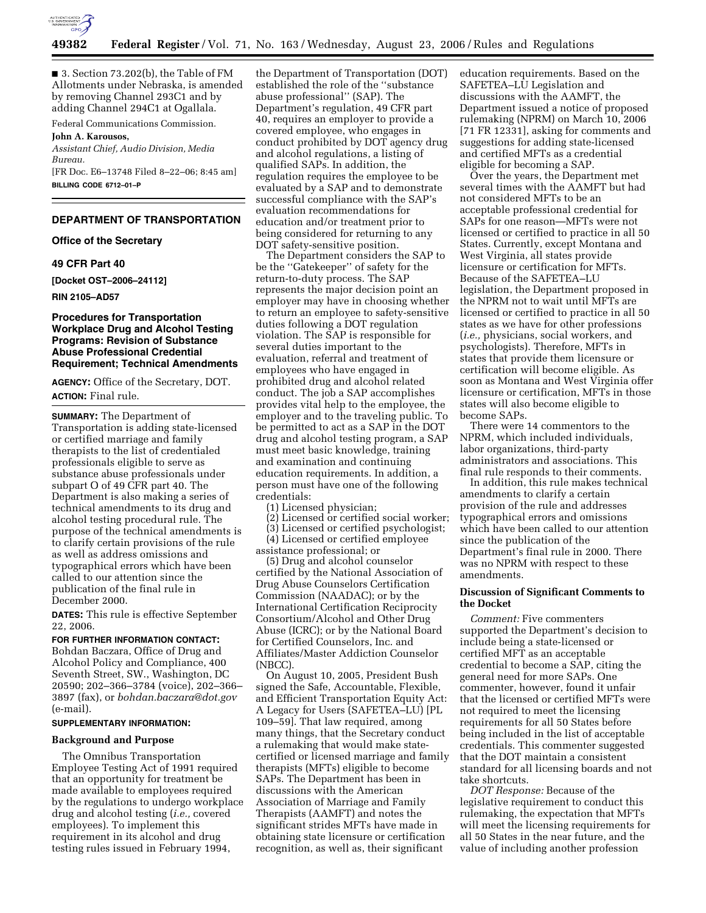■ 3. Section 73.202(b), the Table of FM Allotments under Nebraska, is amended by removing Channel 293C1 and by adding Channel 294C1 at Ogallala.

Federal Communications Commission.

**John A. Karousos,**

*Assistant Chief, Audio Division, Media Bureau.*

[FR Doc. E6–13748 Filed 8–22–06; 8:45 am]

**BILLING CODE 6712–01–P**

## DEPARTMENT OF TRANSPORTATION

### Office of the Secretary

### 49 CFR Part 40

**[Docket OST–2006–24112]**

**RIN 2105–AD57**

### Procedures for Transportation Workplace Drug and Alcohol Testing Programs: Revision of Substance Abuse Professional Credential Requirement; Technical Amendments

**AGENCY:** Office of the Secretary, DOT.

**ACTION:** Final rule.

**SUMMARY:** The Department of Transportation is adding state-licensed or certified marriage and family therapists to the list of credentialed professionals eligible to serve as substance abuse professionals under subpart O of 49 CFR part 40. The Department is also making a series of technical amendments to its drug and alcohol testing procedural rule. The purpose of the technical amendments is to clarify certain provisions of the rule as well as address omissions and typographical errors which have been called to our attention since the publication of the final rule in December 2000.

**DATES:** This rule is effective September 22, 2006.

**FOR FURTHER INFORMATION CONTACT:** Bohdan Baczara, Office of Drug and Alcohol Policy and Compliance, 400 Seventh Street, SW., Washington, DC 20590; 202–366–3784 (voice), 202–366–3897 (fax), or *bohdan.baczara@dot.gov* (e-mail).

**SUPPLEMENTARY INFORMATION:**

**Background and Purpose**

The Omnibus Transportation Employee Testing Act of 1991 required that an opportunity for treatment be made available to employees required by the regulations to undergo workplace drug and alcohol testing (*i.e.,* covered employees). To implement this requirement in its alcohol and drug testing rules issued in February 1994, the Department of Transportation (DOT) established the role of the ''substance abuse professional'' (SAP). The Department's regulation, 49 CFR part 40, requires an employer to provide a covered employee, who engages in conduct prohibited by DOT agency drug and alcohol regulations, a listing of qualified SAPs. In addition, the regulation requires the employee to be evaluated by a SAP and to demonstrate successful compliance with the SAP's evaluation recommendations for education and/or treatment prior to being considered for returning to any DOT safety-sensitive position.

The Department considers the SAP to be the ''Gatekeeper'' of safety for the return-to-duty process. The SAP represents the major decision point an employer may have in choosing whether to return an employee to safety-sensitive duties following a DOT regulation violation. The SAP is responsible for several duties important to the evaluation, referral and treatment of employees who have engaged in prohibited drug and alcohol related conduct. The job a SAP accomplishes provides vital help to the employee, the employer and to the traveling public. To be permitted to act as a SAP in the DOT drug and alcohol testing program, a SAP must meet basic knowledge, training and examination and continuing education requirements. In addition, a person must have one of the following credentials:

(1) Licensed physician;

(2) Licensed or certified social worker;

(3) Licensed or certified psychologist;

(4) Licensed or certified employee assistance professional; or

(5) Drug and alcohol counselor certified by the National Association of Drug Abuse Counselors Certification Commission (NAADAC); or by the International Certification Reciprocity Consortium/Alcohol and Other Drug Abuse (ICRC); or by the National Board for Certified Counselors, Inc. and Affiliates/Master Addiction Counselor (NBCC).

On August 10, 2005, President Bush signed the Safe, Accountable, Flexible, and Efficient Transportation Equity Act: A Legacy for Users (SAFETEA–LU) [PL 109–59]. That law required, among many things, that the Secretary conduct a rulemaking that would make state-certified or licensed marriage and family therapists (MFTs) eligible to become SAPs. The Department has been in discussions with the American Association of Marriage and Family Therapists (AAMFT) and notes the significant strides MFTs have made in obtaining state licensure or certification recognition, as well as, their significant education requirements. Based on the SAFETEA–LU Legislation and discussions with the AAMFT, the Department issued a notice of proposed rulemaking (NPRM) on March 10, 2006 [71 FR 12331], asking for comments and suggestions for adding state-licensed and certified MFTs as a credential eligible for becoming a SAP.

Over the years, the Department met several times with the AAMFT but had not considered MFTs to be an acceptable professional credential for SAPs for one reason—MFTs were not licensed or certified to practice in all 50 States. Currently, except Montana and West Virginia, all states provide licensure or certification for MFTs. Because of the SAFETEA–LU legislation, the Department proposed in the NPRM not to wait until MFTs are licensed or certified to practice in all 50 states as we have for other professions (*i.e.,* physicians, social workers, and psychologists). Therefore, MFTs in states that provide them licensure or certification will become eligible. As soon as Montana and West Virginia offer licensure or certification, MFTs in those states will also become eligible to become SAPs.

There were 14 commentors to the NPRM, which included individuals, labor organizations, third-party administrators and associations. This final rule responds to their comments.

In addition, this rule makes technical amendments to clarify a certain provision of the rule and addresses typographical errors and omissions which have been called to our attention since the publication of the Department's final rule in 2000. There was no NPRM with respect to these amendments.

**Discussion of Significant Comments to the Docket**

*Comment:* Five commenters supported the Department's decision to include being a state-licensed or certified MFT as an acceptable credential to become a SAP, citing the general need for more SAPs. One commenter, however, found it unfair that the licensed or certified MFTs were not required to meet the licensing requirements for all 50 States before being included in the list of acceptable credentials. This commenter suggested that the DOT maintain a consistent standard for all licensing boards and not take shortcuts.

*DOT Response:* Because of the legislative requirement to conduct this rulemaking, the expectation that MFTs will meet the licensing requirements for all 50 States in the near future, and the value of including another profession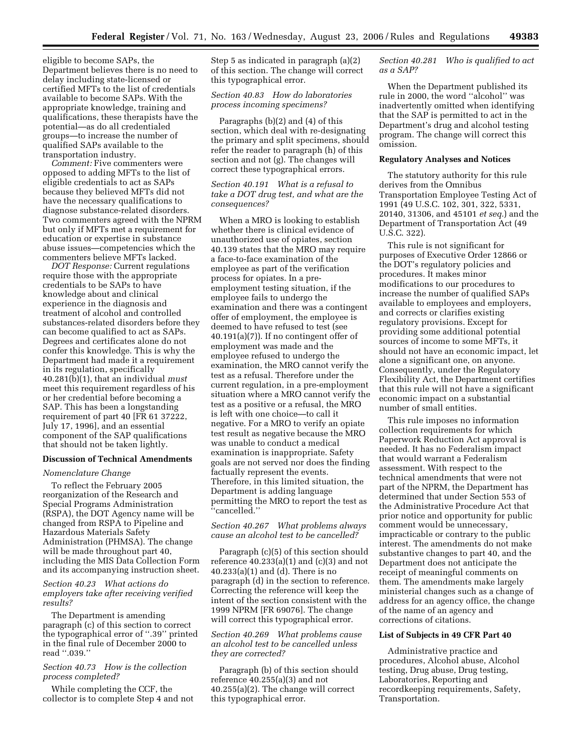eligible to become SAPs, the Department believes there is no need to delay including state-licensed or certified MFTs to the list of credentials available to become SAPs. With the appropriate knowledge, training and qualifications, these therapists have the potential—as do all credentialed groups—to increase the number of qualified SAPs available to the transportation industry.

*Comment:* Five commenters were opposed to adding MFTs to the list of eligible credentials to act as SAPs because they believed MFTs did not have the necessary qualifications to diagnose substance-related disorders. Two commenters agreed with the NPRM but only if MFTs met a requirement for education or expertise in substance abuse issues—competencies which the commenters believe MFTs lacked.

*DOT Response:* Current regulations require those with the appropriate credentials to be SAPs to have knowledge about and clinical experience in the diagnosis and treatment of alcohol and controlled substances-related disorders before they can become qualified to act as SAPs. Degrees and certificates alone do not confer this knowledge. This is why the Department had made it a requirement in its regulation, specifically 40.281(b)(1), that an individual *must* meet this requirement regardless of his or her credential before becoming a SAP. This has been a longstanding requirement of part 40 [FR 61 37222, July 17, 1996], and an essential component of the SAP qualifications that should not be taken lightly.

**Discussion of Technical Amendments**

*Nomenclature Change*

To reflect the February 2005 reorganization of the Research and Special Programs Administration (RSPA), the DOT Agency name will be changed from RSPA to Pipeline and Hazardous Materials Safety Administration (PHMSA). The change will be made throughout part 40, including the MIS Data Collection Form and its accompanying instruction sheet.

*Section 40.23 What actions do employers take after receiving verified results?*

The Department is amending paragraph (c) of this section to correct the typographical error of ''.39'' printed in the final rule of December 2000 to read ''.039.''

*Section 40.73 How is the collection process completed?*

While completing the CCF, the collector is to complete Step 4 and not Step 5 as indicated in paragraph (a)(2) of this section. The change will correct this typographical error.

*Section 40.83 How do laboratories process incoming specimens?*

Paragraphs (b)(2) and (4) of this section, which deal with re-designating the primary and split specimens, should refer the reader to paragraph (h) of this section and not (g). The changes will correct these typographical errors.

*Section 40.191 What is a refusal to take a DOT drug test, and what are the consequences?*

When a MRO is looking to establish whether there is clinical evidence of unauthorized use of opiates, section 40.139 states that the MRO may require a face-to-face examination of the employee as part of the verification process for opiates. In a pre-employment testing situation, if the employee fails to undergo the examination and there was a contingent offer of employment, the employee is deemed to have refused to test (see 40.191(a)(7)). If no contingent offer of employment was made and the employee refused to undergo the examination, the MRO cannot verify the test as a refusal. Therefore under the current regulation, in a pre-employment situation where a MRO cannot verify the test as a positive or a refusal, the MRO is left with one choice—to call it negative. For a MRO to verify an opiate test result as negative because the MRO was unable to conduct a medical examination is inappropriate. Safety goals are not served nor does the finding factually represent the events. Therefore, in this limited situation, the Department is adding language permitting the MRO to report the test as ''cancelled.''

*Section 40.267 What problems always cause an alcohol test to be cancelled?*

Paragraph (c)(5) of this section should reference 40.233(a)(1) and (c)(3) and not 40.233(a)(1) and (d). There is no paragraph (d) in the section to reference. Correcting the reference will keep the intent of the section consistent with the 1999 NPRM [FR 69076]. The change will correct this typographical error.

*Section 40.269 What problems cause an alcohol test to be cancelled unless they are corrected?*

Paragraph (b) of this section should reference 40.255(a)(3) and not 40.255(a)(2). The change will correct this typographical error.

*Section 40.281 Who is qualified to act as a SAP?*

When the Department published its rule in 2000, the word ''alcohol'' was inadvertently omitted when identifying that the SAP is permitted to act in the Department's drug and alcohol testing program. The change will correct this omission.

**Regulatory Analyses and Notices**

The statutory authority for this rule derives from the Omnibus Transportation Employee Testing Act of 1991 (49 U.S.C. 102, 301, 322, 5331, 20140, 31306, and 45101 *et seq.*) and the Department of Transportation Act (49 U.S.C. 322).

This rule is not significant for purposes of Executive Order 12866 or the DOT's regulatory policies and procedures. It makes minor modifications to our procedures to increase the number of qualified SAPs available to employees and employers, and corrects or clarifies existing regulatory provisions. Except for providing some additional potential sources of income to some MFTs, it should not have an economic impact, let alone a significant one, on anyone. Consequently, under the Regulatory Flexibility Act, the Department certifies that this rule will not have a significant economic impact on a substantial number of small entities.

This rule imposes no information collection requirements for which Paperwork Reduction Act approval is needed. It has no Federalism impact that would warrant a Federalism assessment. With respect to the technical amendments that were not part of the NPRM, the Department has determined that under Section 553 of the Administrative Procedure Act that prior notice and opportunity for public comment would be unnecessary, impracticable or contrary to the public interest. The amendments do not make substantive changes to part 40, and the Department does not anticipate the receipt of meaningful comments on them. The amendments make largely ministerial changes such as a change of address for an agency office, the change of the name of an agency and corrections of citations.

**List of Subjects in 49 CFR Part 40**

Administrative practice and procedures, Alcohol abuse, Alcohol testing, Drug abuse, Drug testing, Laboratories, Reporting and recordkeeping requirements, Safety, Transportation.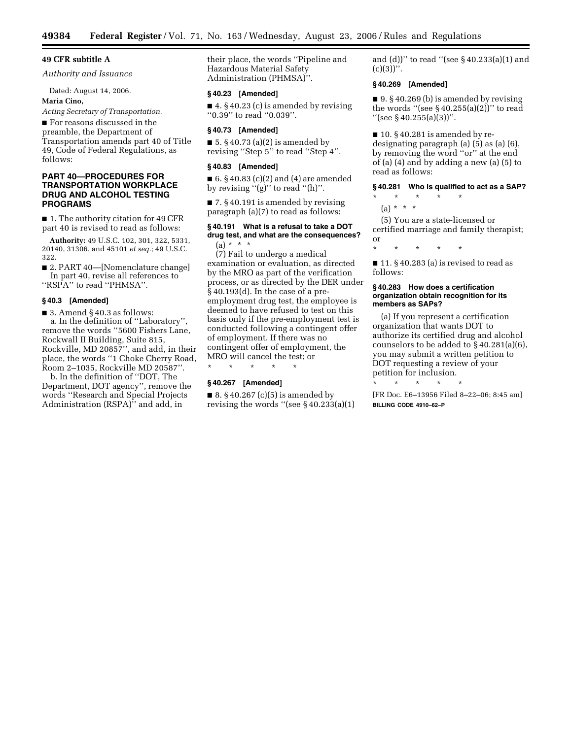**49 CFR subtitle A**

*Authority and Issuance*

Dated: August 14, 2006.

**Maria Cino,**

*Acting Secretary of Transportation.*

■ For reasons discussed in the preamble, the Department of Transportation amends part 40 of Title 49, Code of Federal Regulations, as follows:

## PART 40—PROCEDURES FOR TRANSPORTATION WORKPLACE DRUG AND ALCOHOL TESTING PROGRAMS

■ 1. The authority citation for 49 CFR part 40 is revised to read as follows:

**Authority:** 49 U.S.C. 102, 301, 322, 5331, 20140, 31306, and 45101 *et seq.*; 49 U.S.C. 322.

■ 2. PART 40—[Nomenclature change]

In part 40, revise all references to ''RSPA'' to read ''PHMSA''.

### § 40.3 [Amended]

■ 3. Amend § 40.3 as follows:

a. In the definition of ''Laboratory'', remove the words ''5600 Fishers Lane, Rockwall II Building, Suite 815, Rockville, MD 20857'', and add, in their place, the words ''1 Choke Cherry Road, Room 2–1035, Rockville MD 20587''.

b. In the definition of ''DOT, The Department, DOT agency'', remove the words ''Research and Special Projects Administration (RSPA)'' and add, in their place, the words ''Pipeline and Hazardous Material Safety Administration (PHMSA)''.

### § 40.23 [Amended]

■ 4. § 40.23 (c) is amended by revising ''0.39'' to read ''0.039''.

### § 40.73 [Amended]

■ 5. § 40.73 (a)(2) is amended by revising ''Step 5'' to read ''Step 4''.

### § 40.83 [Amended]

■ 6. § 40.83 (c)(2) and (4) are amended by revising ''(g)'' to read ''(h)''.

■ 7. § 40.191 is amended by revising paragraph (a)(7) to read as follows:

### § 40.191 What is a refusal to take a DOT drug test, and what are the consequences?

(a) * * *

(7) Fail to undergo a medical examination or evaluation, as directed by the MRO as part of the verification process, or as directed by the DER under § 40.193(d). In the case of a pre-employment drug test, the employee is deemed to have refused to test on this basis only if the pre-employment test is conducted following a contingent offer of employment. If there was no contingent offer of employment, the MRO will cancel the test; or

\* \* \* \* \*

### § 40.267 [Amended]

■ 8. § 40.267 (c)(5) is amended by revising the words ''(see § 40.233(a)(1) and (d))'' to read ''(see § 40.233(a)(1) and (c)(3))''.

### § 40.269 [Amended]

■ 9. § 40.269 (b) is amended by revising the words ''(see § 40.255(a)(2))'' to read ''(see § 40.255(a)(3))''.

■ 10. § 40.281 is amended by re-designating paragraph (a) (5) as (a) (6), by removing the word ''or'' at the end of (a) (4) and by adding a new (a) (5) to read as follows:

### § 40.281 Who is qualified to act as a SAP?

\* \* \* \* \*

(a) * * *

(5) You are a state-licensed or certified marriage and family therapist; or

\* \* \* \* \*

■ 11. § 40.283 (a) is revised to read as follows:

### § 40.283 How does a certification organization obtain recognition for its members as SAPs?

(a) If you represent a certification organization that wants DOT to authorize its certified drug and alcohol counselors to be added to § 40.281(a)(6), you may submit a written petition to DOT requesting a review of your petition for inclusion.

\* \* \* \* \*

[FR Doc. E6–13956 Filed 8–22–06; 8:45 am]

**BILLING CODE 4910–62–P**